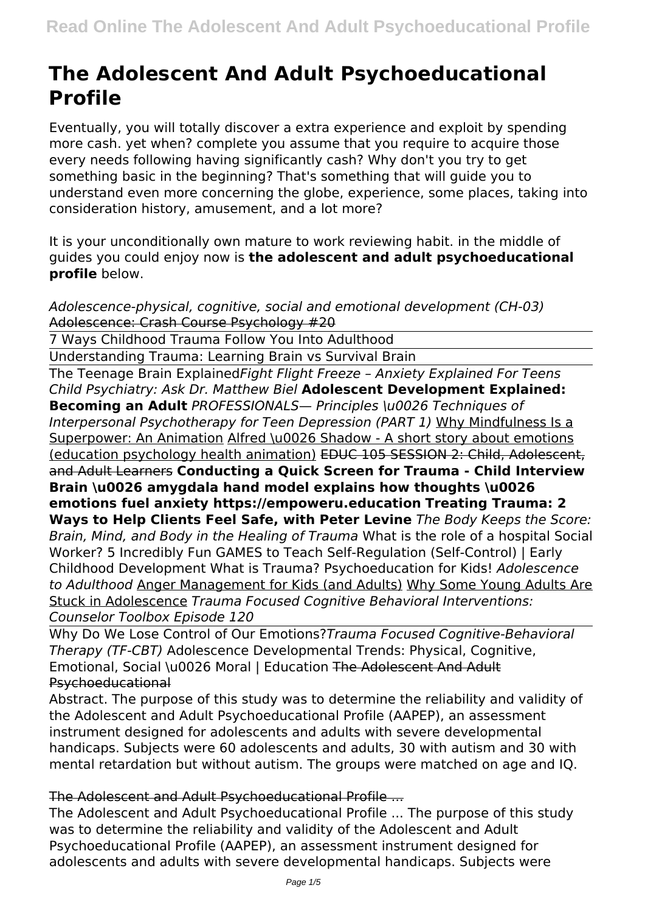# The Adolescent And Adult Psychoeducational Profile

Eventually, you will totally discover a extra experience and exploit by spending more cash. yet when? complete you assume that you require to acquire those every needs following having significantly cash? Why don't you try to get something basic in the beginning? That's something that will guide you to understand even more concerning the globe, experience, some places, taking into consideration history, amusement, and a lot more?

It is your unconditionally own mature to work reviewing habit. in the middle of guides you could enjoy now is **the adolescent and adult psychoeducational profile** below.

*Adolescence-physical, cognitive, social and emotional development (CH-03)* Adolescence: Crash Course Psychology #20

7 Ways Childhood Trauma Follow You Into Adulthood

Understanding Trauma: Learning Brain vs Survival Brain

The Teenage Brain Explained*Fight Flight Freeze – Anxiety Explained For Teens* *Child Psychiatry: Ask Dr. Matthew Biel* **Adolescent Development Explained: Becoming an Adult** *PROFESSIONALS— Principles \u0026 Techniques of Interpersonal Psychotherapy for Teen Depression (PART 1)* Why Mindfulness Is a Superpower: An Animation Alfred \u0026 Shadow - A short story about emotions (education psychology health animation) ~~EDUC 105 SESSION 2: Child, Adolescent, and Adult Learners~~ **Conducting a Quick Screen for Trauma - Child Interview** **Brain \u0026 amygdala hand model explains how thoughts \u0026 emotions fuel anxiety https://empoweru.education** **Treating Trauma: 2 Ways to Help Clients Feel Safe, with Peter Levine** *The Body Keeps the Score: Brain, Mind, and Body in the Healing of Trauma* What is the role of a hospital Social Worker? 5 Incredibly Fun GAMES to Teach Self-Regulation (Self-Control) | Early Childhood Development What is Trauma? Psychoeducation for Kids! *Adolescence to Adulthood* Anger Management for Kids (and Adults) Why Some Young Adults Are Stuck in Adolescence *Trauma Focused Cognitive Behavioral Interventions: Counselor Toolbox Episode 120*

Why Do We Lose Control of Our Emotions?*Trauma Focused Cognitive-Behavioral Therapy (TF-CBT)* Adolescence Developmental Trends: Physical, Cognitive, Emotional, Social \u0026 Moral | Education ~~The Adolescent And Adult Psychoeducational~~

Abstract. The purpose of this study was to determine the reliability and validity of the Adolescent and Adult Psychoeducational Profile (AAPEP), an assessment instrument designed for adolescents and adults with severe developmental handicaps. Subjects were 60 adolescents and adults, 30 with autism and 30 with mental retardation but without autism. The groups were matched on age and IQ.

~~The Adolescent and Adult Psychoeducational Profile ...~~

The Adolescent and Adult Psychoeducational Profile ... The purpose of this study was to determine the reliability and validity of the Adolescent and Adult Psychoeducational Profile (AAPEP), an assessment instrument designed for adolescents and adults with severe developmental handicaps. Subjects were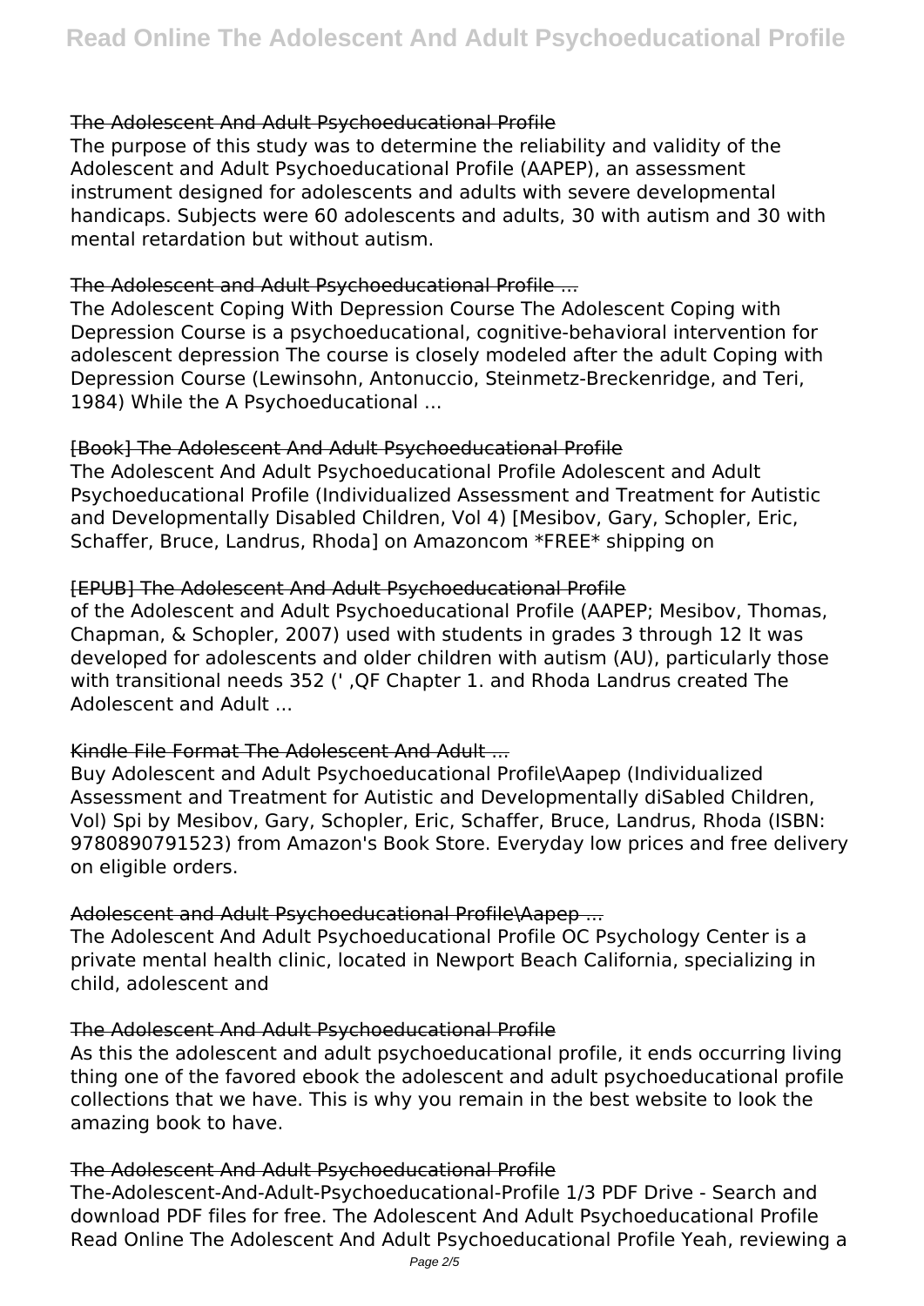## The Adolescent And Adult Psychoeducational Profile

The purpose of this study was to determine the reliability and validity of the Adolescent and Adult Psychoeducational Profile (AAPEP), an assessment instrument designed for adolescents and adults with severe developmental handicaps. Subjects were 60 adolescents and adults, 30 with autism and 30 with mental retardation but without autism.

## The Adolescent and Adult Psychoeducational Profile ...

The Adolescent Coping With Depression Course The Adolescent Coping with Depression Course is a psychoeducational, cognitive-behavioral intervention for adolescent depression The course is closely modeled after the adult Coping with Depression Course (Lewinsohn, Antonuccio, Steinmetz-Breckenridge, and Teri, 1984) While the A Psychoeducational ...

## [Book] The Adolescent And Adult Psychoeducational Profile

The Adolescent And Adult Psychoeducational Profile Adolescent and Adult Psychoeducational Profile (Individualized Assessment and Treatment for Autistic and Developmentally Disabled Children, Vol 4) [Mesibov, Gary, Schopler, Eric, Schaffer, Bruce, Landrus, Rhoda] on Amazoncom *FREE* shipping on

## [EPUB] The Adolescent And Adult Psychoeducational Profile

of the Adolescent and Adult Psychoeducational Profile (AAPEP; Mesibov, Thomas, Chapman, & Schopler, 2007) used with students in grades 3 through 12 It was developed for adolescents and older children with autism (AU), particularly those with transitional needs 352 (' ,QF Chapter 1. and Rhoda Landrus created The Adolescent and Adult ...

## Kindle File Format The Adolescent And Adult ...

Buy Adolescent and Adult Psychoeducational Profile\Aapep (Individualized Assessment and Treatment for Autistic and Developmentally diSabled Children, Vol) Spi by Mesibov, Gary, Schopler, Eric, Schaffer, Bruce, Landrus, Rhoda (ISBN: 9780890791523) from Amazon's Book Store. Everyday low prices and free delivery on eligible orders.

## Adolescent and Adult Psychoeducational Profile\Aapep ...

The Adolescent And Adult Psychoeducational Profile OC Psychology Center is a private mental health clinic, located in Newport Beach California, specializing in child, adolescent and

## The Adolescent And Adult Psychoeducational Profile

As this the adolescent and adult psychoeducational profile, it ends occurring living thing one of the favored ebook the adolescent and adult psychoeducational profile collections that we have. This is why you remain in the best website to look the amazing book to have.

## The Adolescent And Adult Psychoeducational Profile

The-Adolescent-And-Adult-Psychoeducational-Profile 1/3 PDF Drive - Search and download PDF files for free. The Adolescent And Adult Psychoeducational Profile Read Online The Adolescent And Adult Psychoeducational Profile Yeah, reviewing a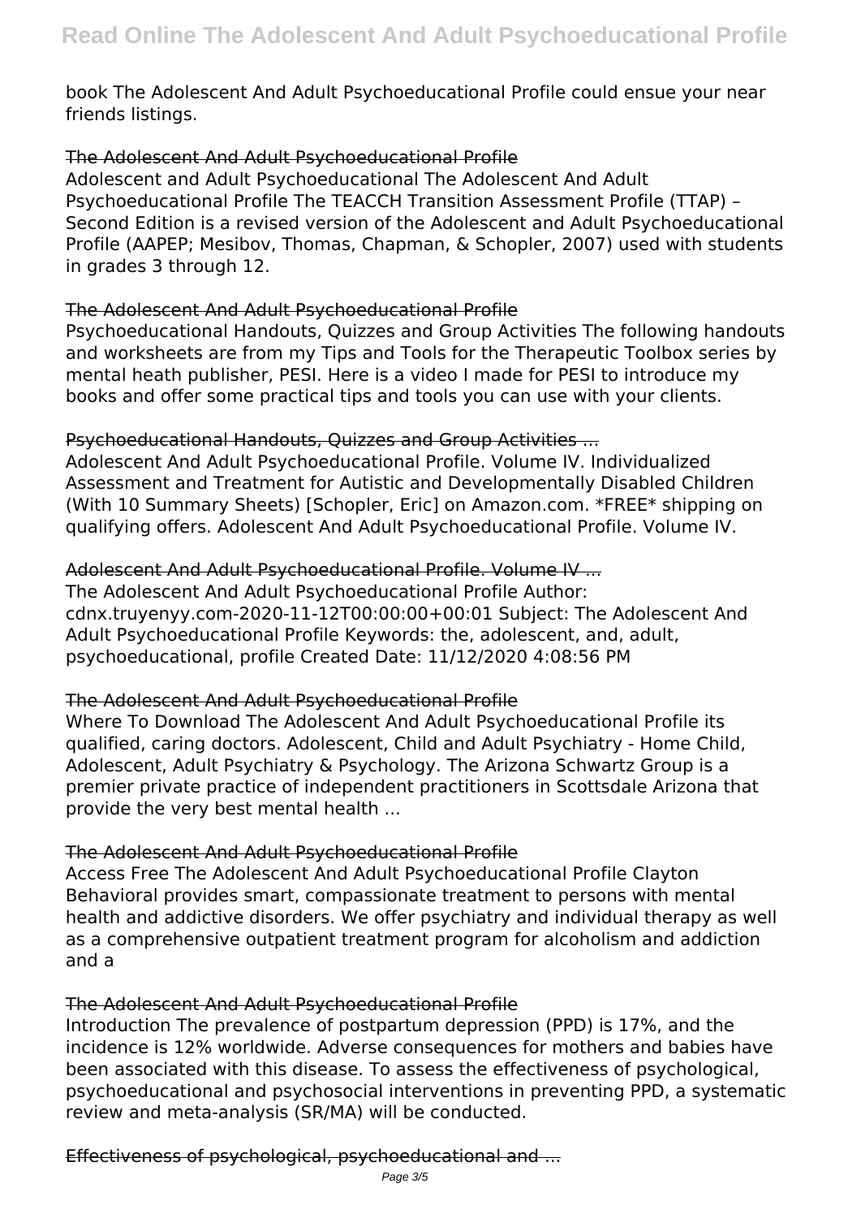book The Adolescent And Adult Psychoeducational Profile could ensue your near friends listings.

## The Adolescent And Adult Psychoeducational Profile

Adolescent and Adult Psychoeducational The Adolescent And Adult Psychoeducational Profile The TEACCH Transition Assessment Profile (TTAP) – Second Edition is a revised version of the Adolescent and Adult Psychoeducational Profile (AAPEP; Mesibov, Thomas, Chapman, & Schopler, 2007) used with students in grades 3 through 12.

## The Adolescent And Adult Psychoeducational Profile

Psychoeducational Handouts, Quizzes and Group Activities The following handouts and worksheets are from my Tips and Tools for the Therapeutic Toolbox series by mental heath publisher, PESI. Here is a video I made for PESI to introduce my books and offer some practical tips and tools you can use with your clients.

## Psychoeducational Handouts, Quizzes and Group Activities ...

Adolescent And Adult Psychoeducational Profile. Volume IV. Individualized Assessment and Treatment for Autistic and Developmentally Disabled Children (With 10 Summary Sheets) [Schopler, Eric] on Amazon.com. *FREE* shipping on qualifying offers. Adolescent And Adult Psychoeducational Profile. Volume IV.

## Adolescent And Adult Psychoeducational Profile. Volume IV ...

The Adolescent And Adult Psychoeducational Profile Author: cdnx.truyenyy.com-2020-11-12T00:00:00+00:01 Subject: The Adolescent And Adult Psychoeducational Profile Keywords: the, adolescent, and, adult, psychoeducational, profile Created Date: 11/12/2020 4:08:56 PM

## The Adolescent And Adult Psychoeducational Profile

Where To Download The Adolescent And Adult Psychoeducational Profile its qualified, caring doctors. Adolescent, Child and Adult Psychiatry - Home Child, Adolescent, Adult Psychiatry & Psychology. The Arizona Schwartz Group is a premier private practice of independent practitioners in Scottsdale Arizona that provide the very best mental health ...

## The Adolescent And Adult Psychoeducational Profile

Access Free The Adolescent And Adult Psychoeducational Profile Clayton Behavioral provides smart, compassionate treatment to persons with mental health and addictive disorders. We offer psychiatry and individual therapy as well as a comprehensive outpatient treatment program for alcoholism and addiction and a

## The Adolescent And Adult Psychoeducational Profile

Introduction The prevalence of postpartum depression (PPD) is 17%, and the incidence is 12% worldwide. Adverse consequences for mothers and babies have been associated with this disease. To assess the effectiveness of psychological, psychoeducational and psychosocial interventions in preventing PPD, a systematic review and meta-analysis (SR/MA) will be conducted.

## Effectiveness of psychological, psychoeducational and ...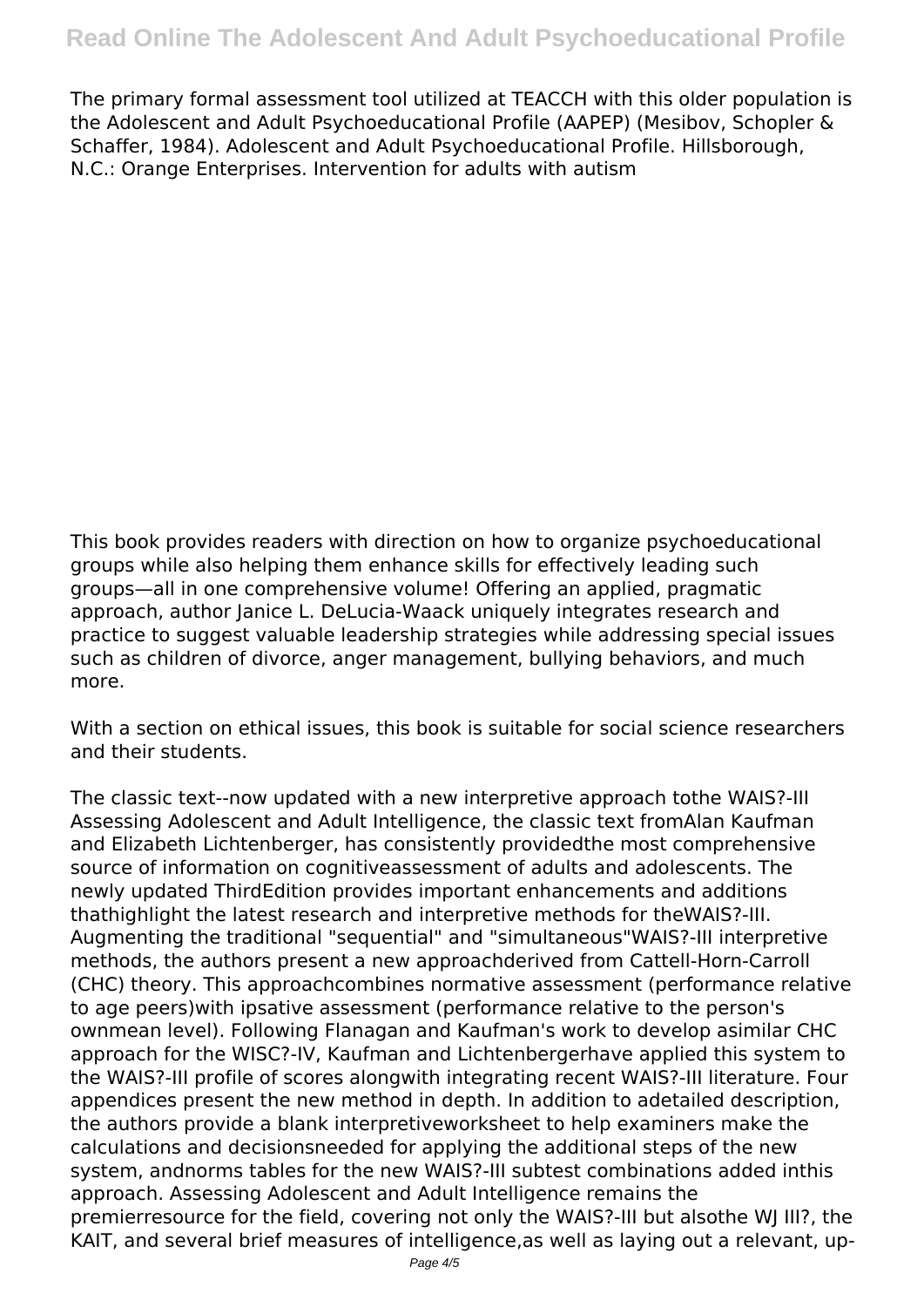The primary formal assessment tool utilized at TEACCH with this older population is the Adolescent and Adult Psychoeducational Profile (AAPEP) (Mesibov, Schopler & Schaffer, 1984). Adolescent and Adult Psychoeducational Profile. Hillsborough, N.C.: Orange Enterprises. Intervention for adults with autism

This book provides readers with direction on how to organize psychoeducational groups while also helping them enhance skills for effectively leading such groups—all in one comprehensive volume! Offering an applied, pragmatic approach, author Janice L. DeLucia-Waack uniquely integrates research and practice to suggest valuable leadership strategies while addressing special issues such as children of divorce, anger management, bullying behaviors, and much more.

With a section on ethical issues, this book is suitable for social science researchers and their students.

The classic text--now updated with a new interpretive approach tothe WAIS?-III Assessing Adolescent and Adult Intelligence, the classic text fromAlan Kaufman and Elizabeth Lichtenberger, has consistently providedthe most comprehensive source of information on cognitiveassessment of adults and adolescents. The newly updated ThirdEdition provides important enhancements and additions thathighlight the latest research and interpretive methods for theWAIS?-III. Augmenting the traditional "sequential" and "simultaneous"WAIS?-III interpretive methods, the authors present a new approachderived from Cattell-Horn-Carroll (CHC) theory. This approachcombines normative assessment (performance relative to age peers)with ipsative assessment (performance relative to the person's ownmean level). Following Flanagan and Kaufman's work to develop asimilar CHC approach for the WISC?-IV, Kaufman and Lichtenbergerhave applied this system to the WAIS?-III profile of scores alongwith integrating recent WAIS?-III literature. Four appendices present the new method in depth. In addition to adetailed description, the authors provide a blank interpretiveworksheet to help examiners make the calculations and decisionsneeded for applying the additional steps of the new system, andnorms tables for the new WAIS?-III subtest combinations added inthis approach. Assessing Adolescent and Adult Intelligence remains the premierresource for the field, covering not only the WAIS?-III but alsothe WJ III?, the KAIT, and several brief measures of intelligence,as well as laying out a relevant, up-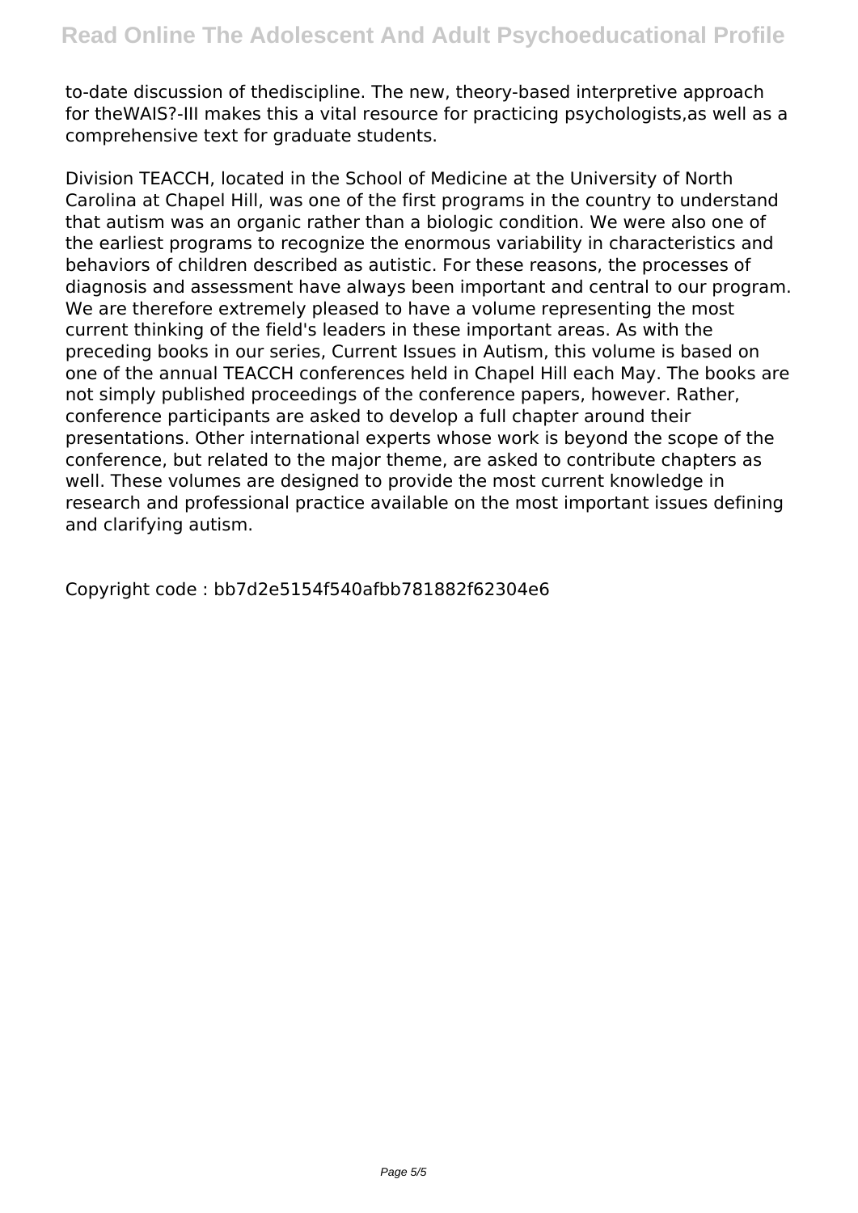to-date discussion of thediscipline. The new, theory-based interpretive approach for theWAIS?-III makes this a vital resource for practicing psychologists,as well as a comprehensive text for graduate students.

Division TEACCH, located in the School of Medicine at the University of North Carolina at Chapel Hill, was one of the first programs in the country to understand that autism was an organic rather than a biologic condition. We were also one of the earliest programs to recognize the enormous variability in characteristics and behaviors of children described as autistic. For these reasons, the processes of diagnosis and assessment have always been important and central to our program. We are therefore extremely pleased to have a volume representing the most current thinking of the field's leaders in these important areas. As with the preceding books in our series, Current Issues in Autism, this volume is based on one of the annual TEACCH conferences held in Chapel Hill each May. The books are not simply published proceedings of the conference papers, however. Rather, conference participants are asked to develop a full chapter around their presentations. Other international experts whose work is beyond the scope of the conference, but related to the major theme, are asked to contribute chapters as well. These volumes are designed to provide the most current knowledge in research and professional practice available on the most important issues defining and clarifying autism.

Copyright code : bb7d2e5154f540afbb781882f62304e6